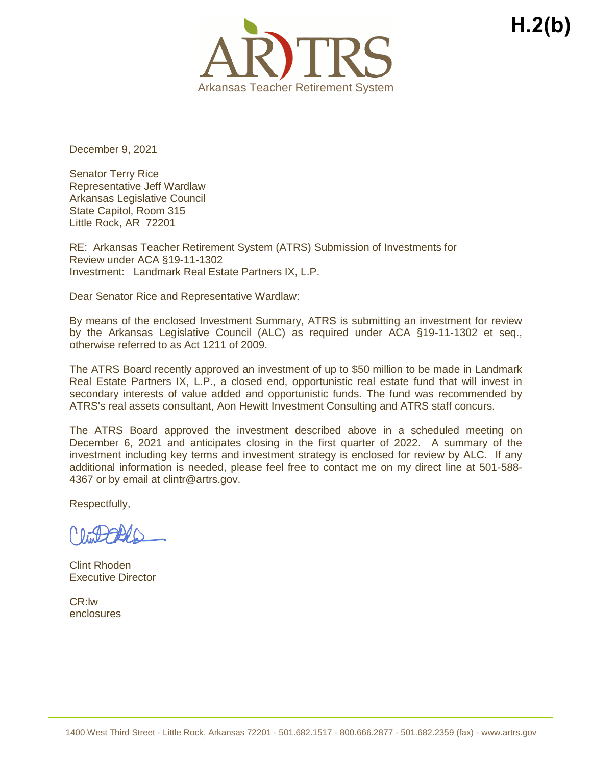H.2(b)

ARTRS
Arkansas Teacher Retirement System

December 9, 2021

Senator Terry Rice
Representative Jeff Wardlaw
Arkansas Legislative Council
State Capitol, Room 315
Little Rock, AR 72201

RE: Arkansas Teacher Retirement System (ATRS) Submission of Investments for Review under ACA §19-11-1302
Investment: Landmark Real Estate Partners IX, L.P.

Dear Senator Rice and Representative Wardlaw:

By means of the enclosed Investment Summary, ATRS is submitting an investment for review by the Arkansas Legislative Council (ALC) as required under ACA §19-11-1302 et seq., otherwise referred to as Act 1211 of 2009.

The ATRS Board recently approved an investment of up to $50 million to be made in Landmark Real Estate Partners IX, L.P., a closed end, opportunistic real estate fund that will invest in secondary interests of value added and opportunistic funds. The fund was recommended by ATRS's real assets consultant, Aon Hewitt Investment Consulting and ATRS staff concurs.

The ATRS Board approved the investment described above in a scheduled meeting on December 6, 2021 and anticipates closing in the first quarter of 2022. A summary of the investment including key terms and investment strategy is enclosed for review by ALC. If any additional information is needed, please feel free to contact me on my direct line at 501-588-4367 or by email at clintr@artrs.gov.

Respectfully,

Clint Rhoden
Executive Director

CR:lw
enclosures

1400 West Third Street - Little Rock, Arkansas 72201 - 501.682.1517 - 800.666.2877 - 501.682.2359 (fax) - www.artrs.gov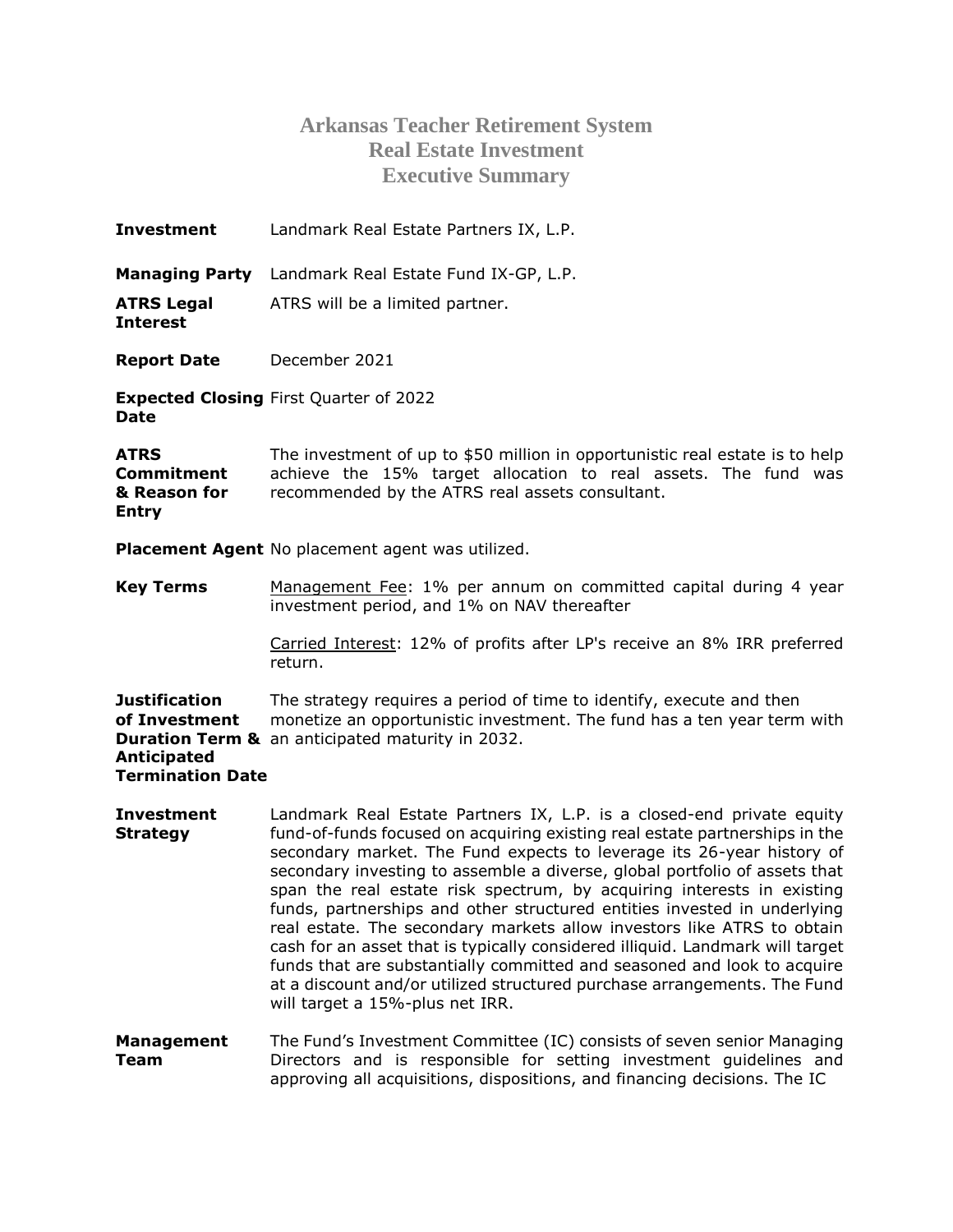# Arkansas Teacher Retirement System
## Real Estate Investment
## Executive Summary

**Investment** Landmark Real Estate Partners IX, L.P.

**Managing Party** Landmark Real Estate Fund IX-GP, L.P.

**ATRS Legal Interest** ATRS will be a limited partner.

**Report Date** December 2021

**Expected Closing Date** First Quarter of 2022

**ATRS Commitment & Reason for Entry** The investment of up to $50 million in opportunistic real estate is to help achieve the 15% target allocation to real assets. The fund was recommended by the ATRS real assets consultant.

**Placement Agent** No placement agent was utilized.

**Key Terms** Management Fee: 1% per annum on committed capital during 4 year investment period, and 1% on NAV thereafter

Carried Interest: 12% of profits after LP's receive an 8% IRR preferred return.

**Justification of Investment Duration Term & Anticipated Termination Date** The strategy requires a period of time to identify, execute and then monetize an opportunistic investment. The fund has a ten year term with an anticipated maturity in 2032.

**Investment Strategy** Landmark Real Estate Partners IX, L.P. is a closed-end private equity fund-of-funds focused on acquiring existing real estate partnerships in the secondary market. The Fund expects to leverage its 26-year history of secondary investing to assemble a diverse, global portfolio of assets that span the real estate risk spectrum, by acquiring interests in existing funds, partnerships and other structured entities invested in underlying real estate. The secondary markets allow investors like ATRS to obtain cash for an asset that is typically considered illiquid. Landmark will target funds that are substantially committed and seasoned and look to acquire at a discount and/or utilized structured purchase arrangements. The Fund will target a 15%-plus net IRR.

**Management Team** The Fund's Investment Committee (IC) consists of seven senior Managing Directors and is responsible for setting investment guidelines and approving all acquisitions, dispositions, and financing decisions. The IC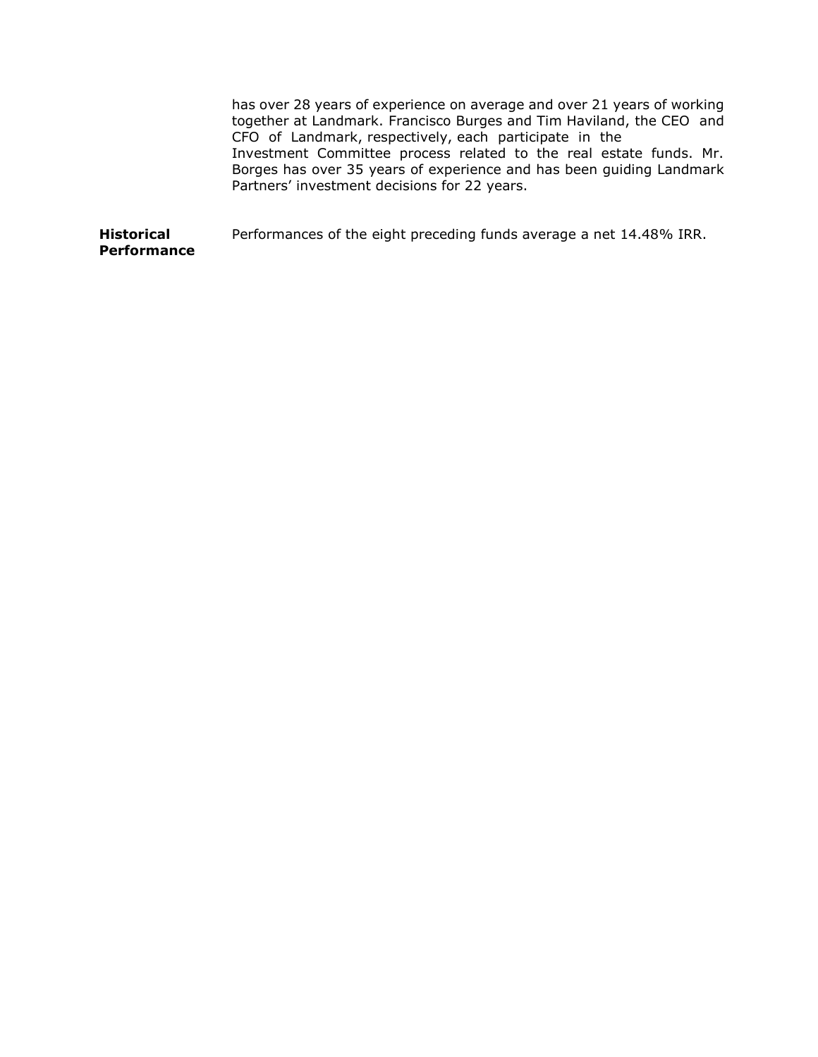has over 28 years of experience on average and over 21 years of working together at Landmark. Francisco Burges and Tim Haviland, the CEO and CFO of Landmark, respectively, each participate in the Investment Committee process related to the real estate funds. Mr. Borges has over 35 years of experience and has been guiding Landmark Partners' investment decisions for 22 years.

**Historical Performance** Performances of the eight preceding funds average a net 14.48% IRR.